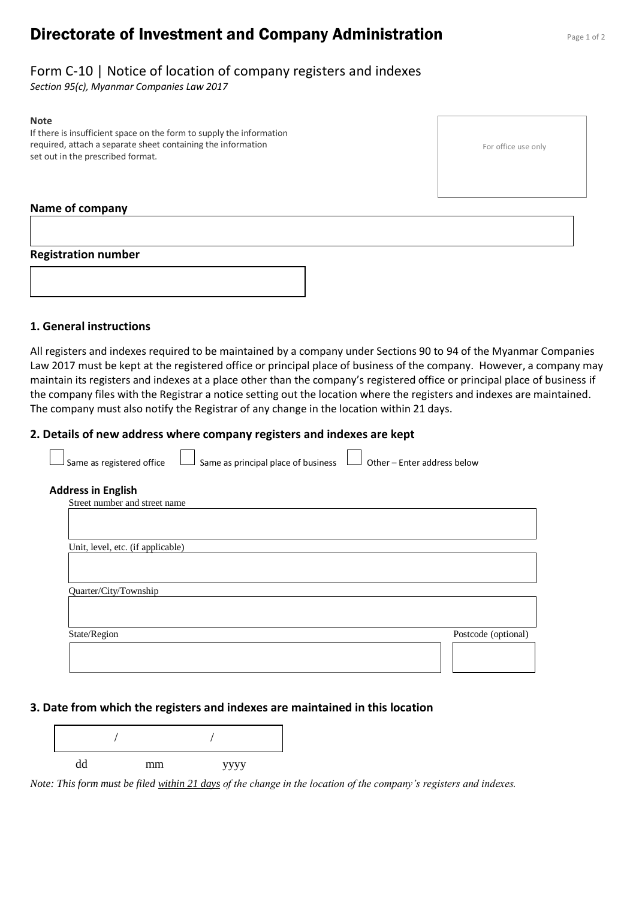# Directorate of Investment and Company Administration

## Form C-10 | Notice of location of company registers and indexes

*Section 95(c), Myanmar Companies Law 2017*

**Note**
If there is insufficient space on the form to supply the information required, attach a separate sheet containing the information set out in the prescribed format.

For office use only

**Name of company**

**Registration number**

### 1. General instructions

All registers and indexes required to be maintained by a company under Sections 90 to 94 of the Myanmar Companies Law 2017 must be kept at the registered office or principal place of business of the company. However, a company may maintain its registers and indexes at a place other than the company's registered office or principal place of business if the company files with the Registrar a notice setting out the location where the registers and indexes are maintained. The company must also notify the Registrar of any change in the location within 21 days.

### 2. Details of new address where company registers and indexes are kept

☐ Same as registered office ☐ Same as principal place of business ☐ Other – Enter address below

**Address in English**

Street number and street name

Unit, level, etc. (if applicable)

Quarter/City/Township

State/Region

Postcode (optional)

### 3. Date from which the registers and indexes are maintained in this location

/ /

dd mm yyyy

*Note: This form must be filed <u>within 21 days</u> of the change in the location of the company's registers and indexes.*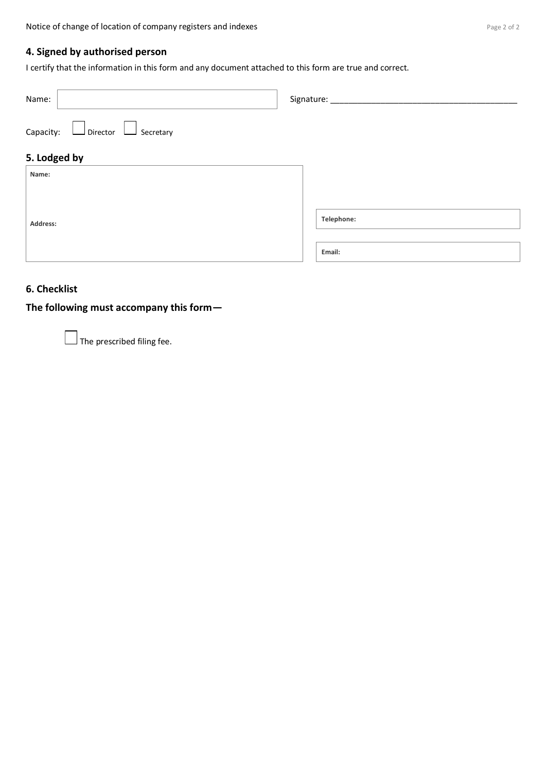## 4. Signed by authorised person

I certify that the information in this form and any document attached to this form are true and correct.

Name: ____________________ Signature: ________________________________________

Capacity: ☐ Director ☐ Secretary

## 5. Lodged by

**Name:**

**Address:**

**Telephone:**

**Email:**

## 6. Checklist

### The following must accompany this form—

☐ The prescribed filing fee.